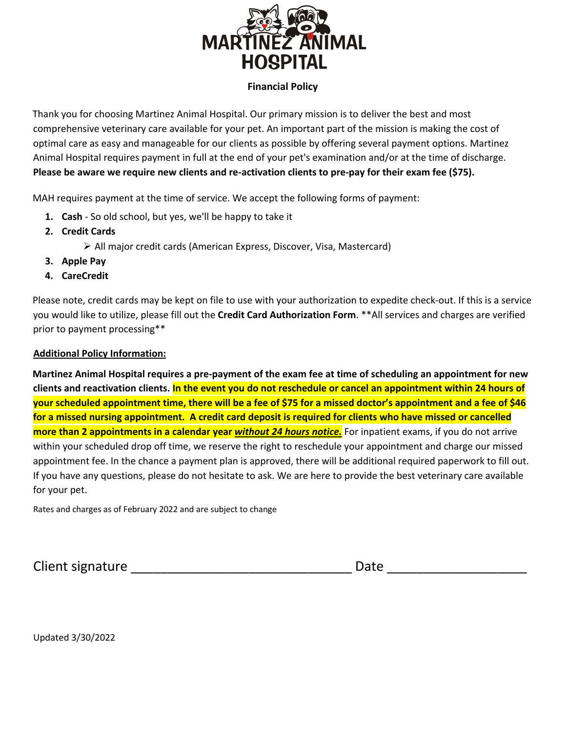# MARTINEZ ANIMAL HOSPITAL

## Financial Policy

Thank you for choosing Martinez Animal Hospital. Our primary mission is to deliver the best and most comprehensive veterinary care available for your pet. An important part of the mission is making the cost of optimal care as easy and manageable for our clients as possible by offering several payment options. Martinez Animal Hospital requires payment in full at the end of your pet's examination and/or at the time of discharge. **Please be aware we require new clients and re-activation clients to pre-pay for their exam fee ($75).**

MAH requires payment at the time of service. We accept the following forms of payment:

1. **Cash** - So old school, but yes, we'll be happy to take it
2. **Credit Cards**
   - All major credit cards (American Express, Discover, Visa, Mastercard)
3. **Apple Pay**
4. **CareCredit**

Please note, credit cards may be kept on file to use with your authorization to expedite check-out. If this is a service you would like to utilize, please fill out the **Credit Card Authorization Form**. **All services and charges are verified prior to payment processing**

**Additional Policy Information:**

**Martinez Animal Hospital requires a pre-payment of the exam fee at time of scheduling an appointment for new clients and reactivation clients. In the event you do not reschedule or cancel an appointment within 24 hours of your scheduled appointment time, there will be a fee of $75 for a missed doctor's appointment and a fee of $46 for a missed nursing appointment. A credit card deposit is required for clients who have missed or cancelled more than 2 appointments in a calendar year *without 24 hours notice.*** For inpatient exams, if you do not arrive within your scheduled drop off time, we reserve the right to reschedule your appointment and charge our missed appointment fee. In the chance a payment plan is approved, there will be additional required paperwork to fill out. If you have any questions, please do not hesitate to ask. We are here to provide the best veterinary care available for your pet.

Rates and charges as of February 2022 and are subject to change

Client signature ______________________________ Date ___________________

Updated 3/30/2022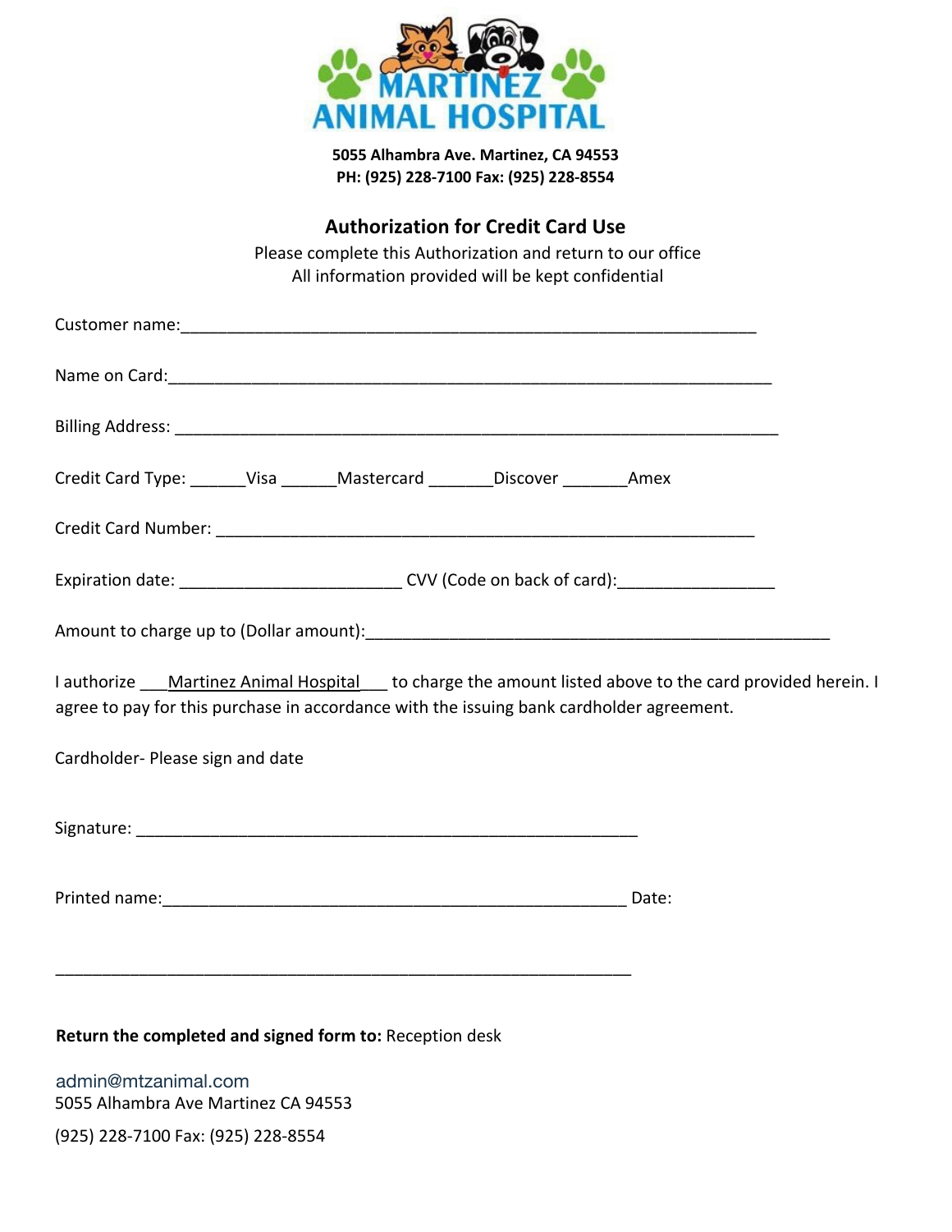MARTINEZ ANIMAL HOSPITAL

**5055 Alhambra Ave. Martinez, CA 94553**
**PH: (925) 228-7100 Fax: (925) 228-8554**

## Authorization for Credit Card Use

Please complete this Authorization and return to our office
All information provided will be kept confidential

Customer name:_______________________________________________________________

Name on Card:_________________________________________________________________

Billing Address: _______________________________________________________________

Credit Card Type: ______Visa ______Mastercard _______Discover _______Amex

Credit Card Number: ___________________________________________________________

Expiration date: ________________________ CVV (Code on back of card):_________________

Amount to charge up to (Dollar amount):__________________________________________________

I authorize ___Martinez Animal Hospital___ to charge the amount listed above to the card provided herein. I agree to pay for this purchase in accordance with the issuing bank cardholder agreement.

Cardholder- Please sign and date

Signature: _______________________________________________________

Printed name:__________________________________________________ Date:

________________________________________________________________

**Return the completed and signed form to:** Reception desk

admin@mtzanimal.com
5055 Alhambra Ave Martinez CA 94553

(925) 228-7100 Fax: (925) 228-8554